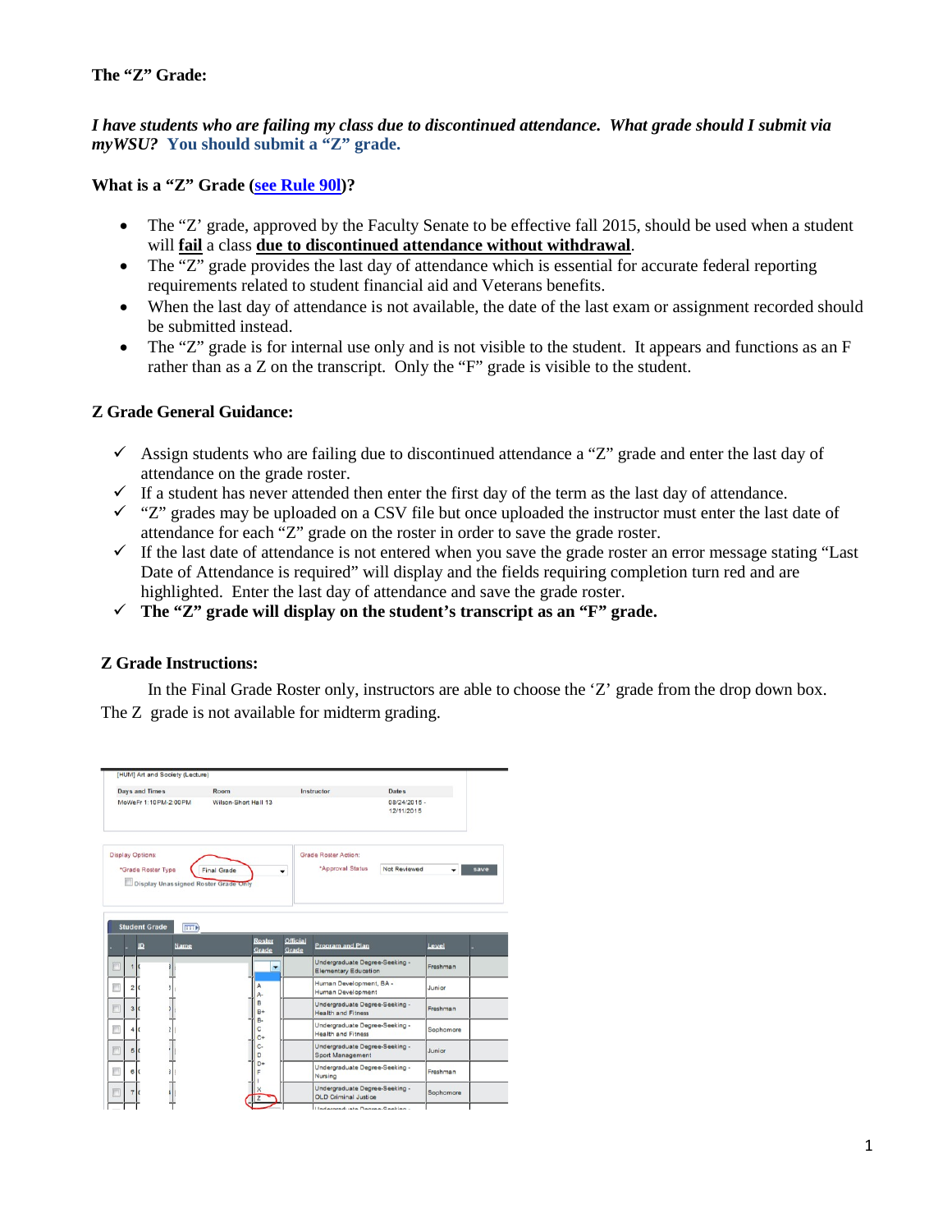**The "Z" Grade:**

***I have students who are failing my class due to discontinued attendance. What grade should I submit via myWSU?*** **You should submit a "Z" grade.**

**What is a "Z" Grade (see Rule 90l)?**

- The "Z' grade, approved by the Faculty Senate to be effective fall 2015, should be used when a student will **fail** a class **due to discontinued attendance without withdrawal**.
- The "Z" grade provides the last day of attendance which is essential for accurate federal reporting requirements related to student financial aid and Veterans benefits.
- When the last day of attendance is not available, the date of the last exam or assignment recorded should be submitted instead.
- The "Z" grade is for internal use only and is not visible to the student. It appears and functions as an F rather than as a Z on the transcript. Only the "F" grade is visible to the student.

**Z Grade General Guidance:**

- ✓ Assign students who are failing due to discontinued attendance a "Z" grade and enter the last day of attendance on the grade roster.
- ✓ If a student has never attended then enter the first day of the term as the last day of attendance.
- ✓ "Z" grades may be uploaded on a CSV file but once uploaded the instructor must enter the last date of attendance for each "Z" grade on the roster in order to save the grade roster.
- ✓ If the last date of attendance is not entered when you save the grade roster an error message stating "Last Date of Attendance is required" will display and the fields requiring completion turn red and are highlighted. Enter the last day of attendance and save the grade roster.
- ✓ **The "Z" grade will display on the student's transcript as an "F" grade.**

**Z Grade Instructions:**

In the Final Grade Roster only, instructors are able to choose the 'Z' grade from the drop down box. The Z grade is not available for midterm grading.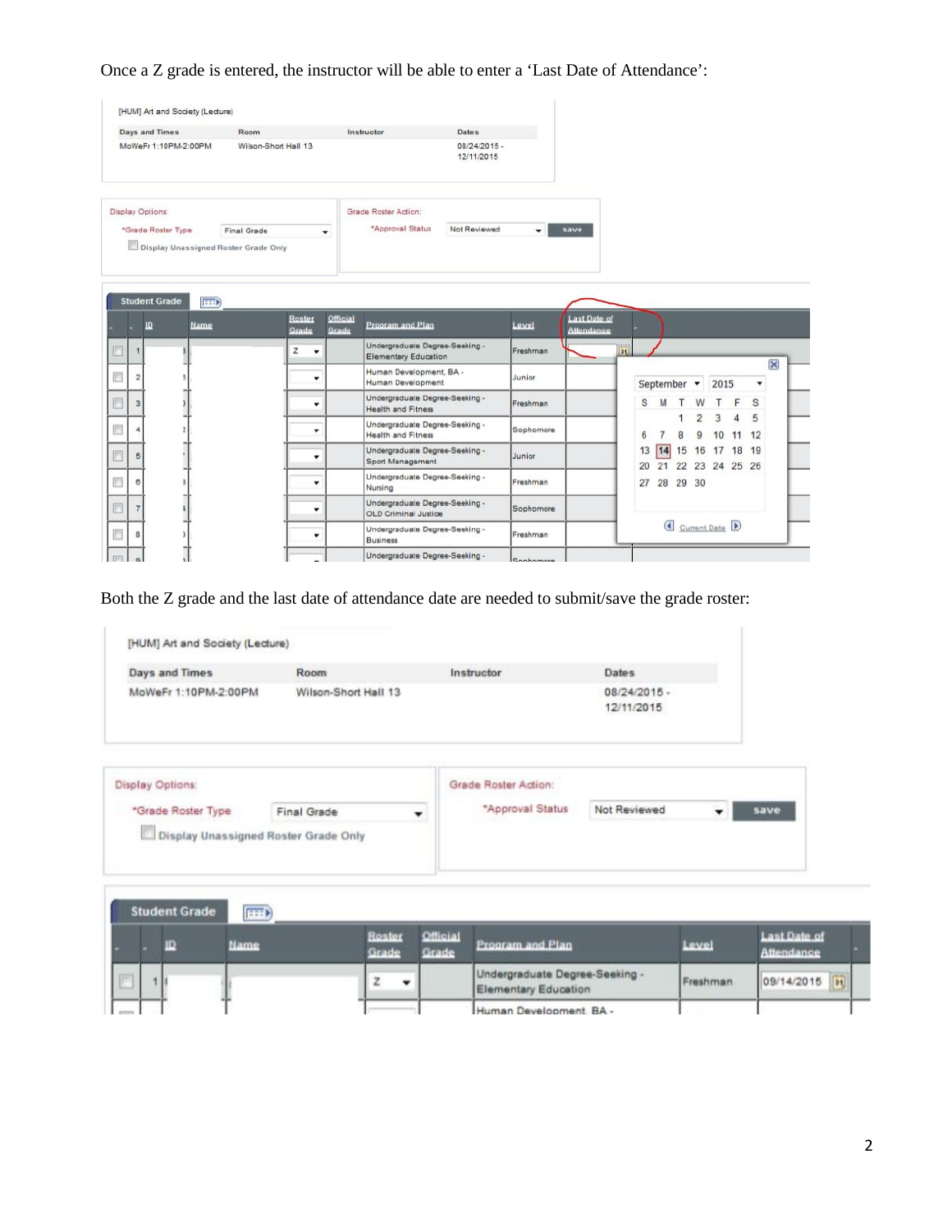Once a Z grade is entered, the instructor will be able to enter a 'Last Date of Attendance':

[HUM] Art and Society (Lecture)

| Days and Times | Room | Instructor | Dates |
| --- | --- | --- | --- |
| MoWeFr 1:10PM-2:00PM | Wilson-Short Hall 13 | | 08/24/2015 - 12/11/2015 |

Display Options:

*Grade Roster Type: Final Grade

Display Unassigned Roster Grade Only

Grade Roster Action:

*Approval Status: Not Reviewed — save

Student Grade

| | ID | Name | Roster Grade | Official Grade | Program and Plan | Level | Last Date of Attendance |
| --- | --- | --- | --- | --- | --- | --- | --- |
| 1 | | | Z | | Undergraduate Degree-Seeking - Elementary Education | Freshman | |
| 2 | | | | | Human Development, BA - Human Development | Junior | |
| 3 | | | | | Undergraduate Degree-Seeking - Health and Fitness | Freshman | |
| 4 | | | | | Undergraduate Degree-Seeking - Health and Fitness | Sophomore | |
| 5 | | | | | Undergraduate Degree-Seeking - Sport Management | Junior | |
| 6 | | | | | Undergraduate Degree-Seeking - Nursing | Freshman | |
| 7 | | | | | Undergraduate Degree-Seeking - OLD Criminal Justice | Sophomore | |
| 8 | | | | | Undergraduate Degree-Seeking - Business | Freshman | |
| 9 | | | | | Undergraduate Degree-Seeking - | Sophomore | |

September 2015

| S | M | T | W | T | F | S |
| --- | --- | --- | --- | --- | --- | --- |
| | | 1 | 2 | 3 | 4 | 5 |
| 6 | 7 | 8 | 9 | 10 | 11 | 12 |
| 13 | 14 | 15 | 16 | 17 | 18 | 19 |
| 20 | 21 | 22 | 23 | 24 | 25 | 26 |
| 27 | 28 | 29 | 30 | | | |

Current Date

Both the Z grade and the last date of attendance date are needed to submit/save the grade roster:

[HUM] Art and Society (Lecture)

| Days and Times | Room | Instructor | Dates |
| --- | --- | --- | --- |
| MoWeFr 1:10PM-2:00PM | Wilson-Short Hall 13 | | 08/24/2015 - 12/11/2015 |

Display Options:

*Grade Roster Type: Final Grade

Display Unassigned Roster Grade Only

Grade Roster Action:

*Approval Status: Not Reviewed — save

Student Grade

| | ID | Name | Roster Grade | Official Grade | Program and Plan | Level | Last Date of Attendance |
| --- | --- | --- | --- | --- | --- | --- | --- |
| 1 | | | Z | | Undergraduate Degree-Seeking - Elementary Education | Freshman | 09/14/2015 |
| | | | | | Human Development, BA - | | |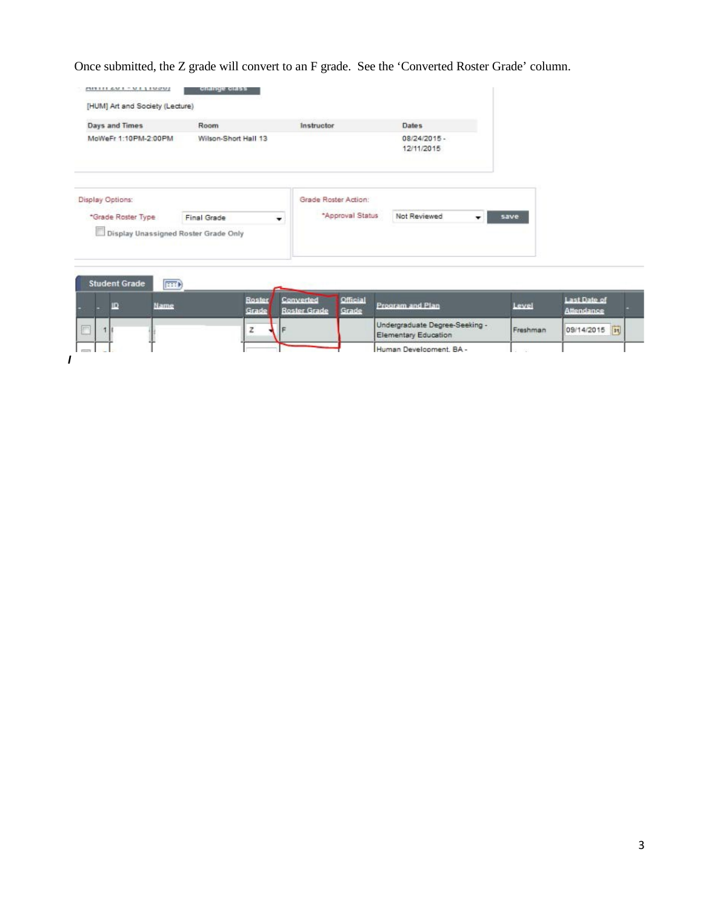Once submitted, the Z grade will convert to an F grade. See the 'Converted Roster Grade' column.

[HUM] Art and Society (Lecture)

| Days and Times | Room | Instructor | Dates |
|---|---|---|---|
| MoWeFr 1:10PM-2:00PM | Wilson-Short Hall 13 | | 08/24/2015 - 12/11/2015 |

Display Options:

\*Grade Roster Type: Final Grade

Display Unassigned Roster Grade Only

Grade Roster Action:

\*Approval Status: Not Reviewed

save

Student Grade

| | | ID | Name | Roster Grade | Converted Roster Grade | Official Grade | Program and Plan | Level | Last Date of Attendance |
|---|---|---|---|---|---|---|---|---|---|
| | 1 | | | Z | F | | Undergraduate Degree-Seeking - Elementary Education | Freshman | 09/14/2015 |
| | | | | | | | Human Development, BA - | | |